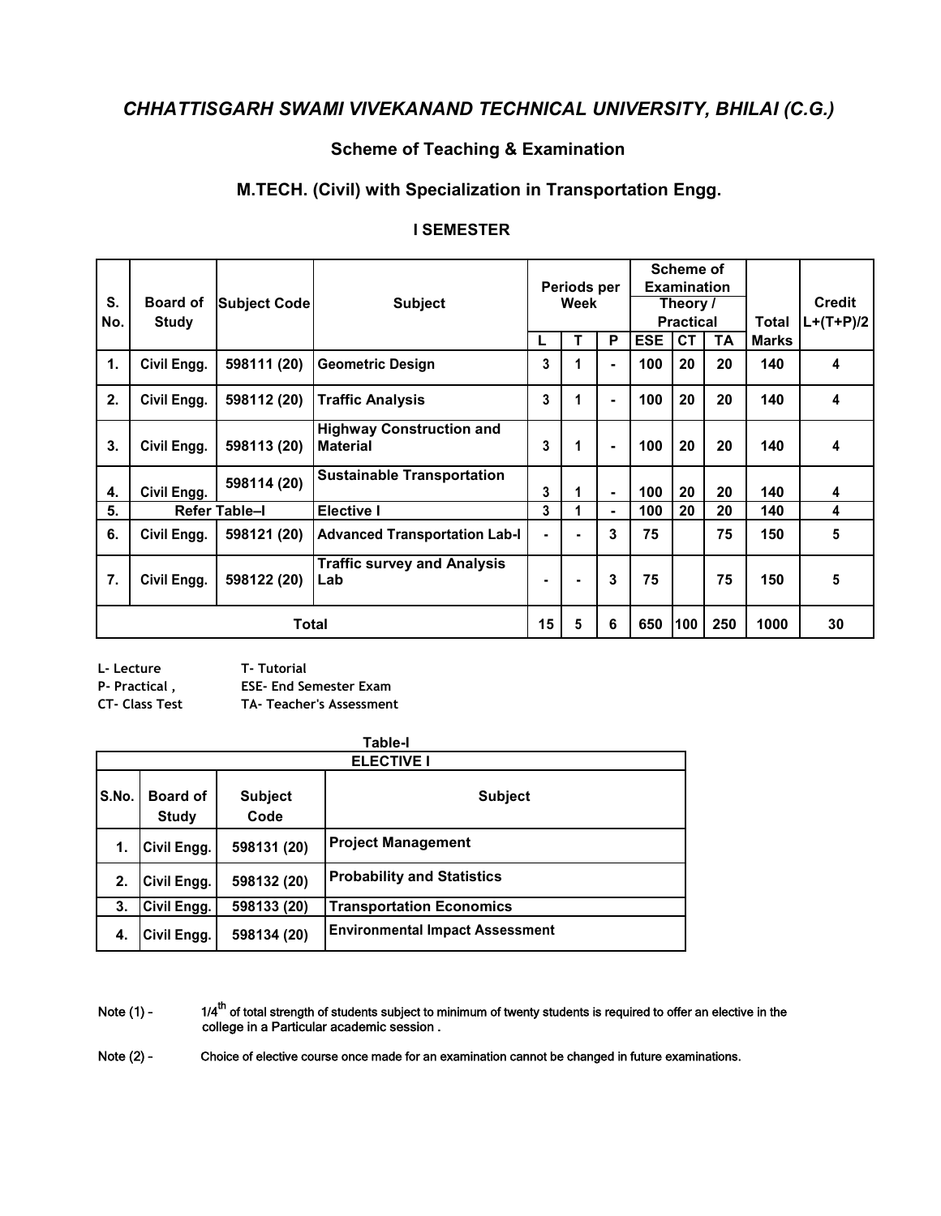# *CHHATTISGARH SWAMI VIVEKANAND TECHNICAL UNIVERSITY, BHILAI (C.G.)*

## Scheme of Teaching & Examination

## M.TECH. (Civil) with Specialization in Transportation Engg.

### I SEMESTER

| S. No. | Board of Study | Subject Code | Subject | Periods per Week | | | Scheme of Examination Theory / Practical | | | Total Marks | Credit L+(T+P)/2 |
|---|---|---|---|---|---|---|---|---|---|---|---|
| | | | | L | T | P | ESE | CT | TA | | |
| 1. | Civil Engg. | 598111 (20) | Geometric Design | 3 | 1 | - | 100 | 20 | 20 | 140 | 4 |
| 2. | Civil Engg. | 598112 (20) | Traffic Analysis | 3 | 1 | - | 100 | 20 | 20 | 140 | 4 |
| 3. | Civil Engg. | 598113 (20) | Highway Construction and Material | 3 | 1 | - | 100 | 20 | 20 | 140 | 4 |
| 4. | Civil Engg. | 598114 (20) | Sustainable Transportation | 3 | 1 | - | 100 | 20 | 20 | 140 | 4 |
| 5. | Refer Table–I | | Elective I | 3 | 1 | - | 100 | 20 | 20 | 140 | 4 |
| 6. | Civil Engg. | 598121 (20) | Advanced Transportation Lab-I | - | - | 3 | 75 | | 75 | 150 | 5 |
| 7. | Civil Engg. | 598122 (20) | Traffic survey and Analysis Lab | - | - | 3 | 75 | | 75 | 150 | 5 |
| **Total** | | | | 15 | 5 | 6 | 650 | 100 | 250 | 1000 | 30 |

L- Lecture T- Tutorial
P- Practical , ESE- End Semester Exam
CT- Class Test TA- Teacher's Assessment

**Table-I**

| ELECTIVE I | | | |
|---|---|---|---|
| S.No. | Board of Study | Subject Code | Subject |
| 1. | Civil Engg. | 598131 (20) | Project Management |
| 2. | Civil Engg. | 598132 (20) | Probability and Statistics |
| 3. | Civil Engg. | 598133 (20) | Transportation Economics |
| 4. | Civil Engg. | 598134 (20) | Environmental Impact Assessment |

Note (1) - 1/4th of total strength of students subject to minimum of twenty students is required to offer an elective in the college in a Particular academic session .

Note (2) - Choice of elective course once made for an examination cannot be changed in future examinations.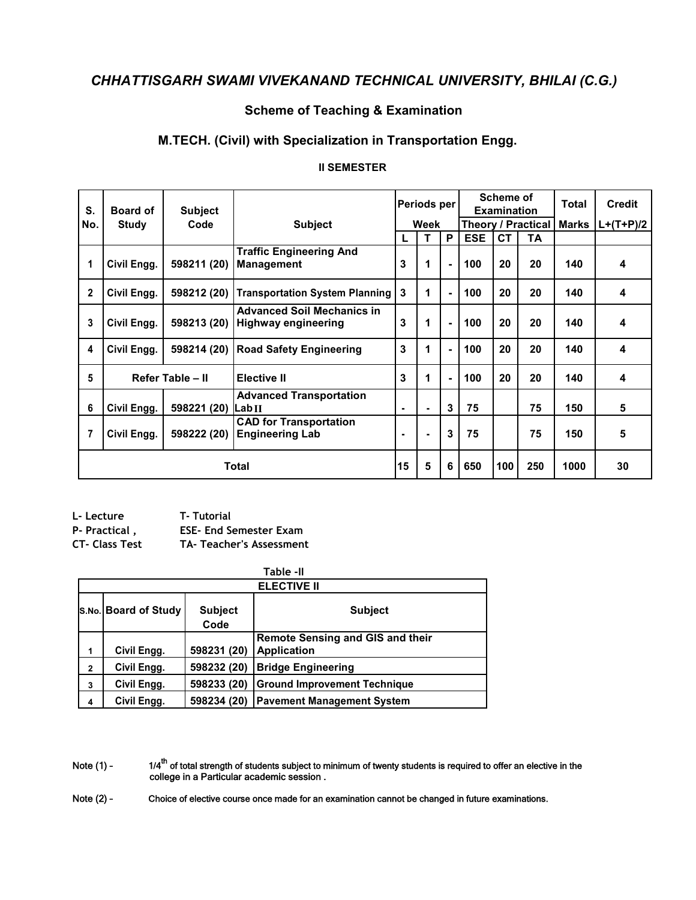# *CHHATTISGARH SWAMI VIVEKANAND TECHNICAL UNIVERSITY, BHILAI (C.G.)*

## Scheme of Teaching & Examination

## M.TECH. (Civil) with Specialization in Transportation Engg.

### II SEMESTER

| S. No. | Board of Study | Subject Code | Subject | Periods per Week | | | Scheme of Examination Theory / Practical | | | Total Marks | Credit L+(T+P)/2 |
|---|---|---|---|---|---|---|---|---|---|---|---|
| | | | | L | T | P | ESE | CT | TA | | |
| 1 | Civil Engg. | 598211 (20) | Traffic Engineering And Management | 3 | 1 | - | 100 | 20 | 20 | 140 | 4 |
| 2 | Civil Engg. | 598212 (20) | Transportation System Planning | 3 | 1 | - | 100 | 20 | 20 | 140 | 4 |
| 3 | Civil Engg. | 598213 (20) | Advanced Soil Mechanics in Highway engineering | 3 | 1 | - | 100 | 20 | 20 | 140 | 4 |
| 4 | Civil Engg. | 598214 (20) | Road Safety Engineering | 3 | 1 | - | 100 | 20 | 20 | 140 | 4 |
| 5 | Refer Table – II | | Elective II | 3 | 1 | - | 100 | 20 | 20 | 140 | 4 |
| 6 | Civil Engg. | 598221 (20) | Advanced Transportation Lab II | - | - | 3 | 75 | | 75 | 150 | 5 |
| 7 | Civil Engg. | 598222 (20) | CAD for Transportation Engineering Lab | - | - | 3 | 75 | | 75 | 150 | 5 |
| Total | | | | 15 | 5 | 6 | 650 | 100 | 250 | 1000 | 30 |

L- Lecture T- Tutorial
P- Practical , ESE- End Semester Exam
CT- Class Test TA- Teacher's Assessment

**Table -II**

| ELECTIVE II | | | |
|---|---|---|---|
| S.No. | Board of Study | Subject Code | Subject |
| 1 | Civil Engg. | 598231 (20) | Remote Sensing and GIS and their Application |
| 2 | Civil Engg. | 598232 (20) | Bridge Engineering |
| 3 | Civil Engg. | 598233 (20) | Ground Improvement Technique |
| 4 | Civil Engg. | 598234 (20) | Pavement Management System |

Note (1) - $1/4^{th}$ of total strength of students subject to minimum of twenty students is required to offer an elective in the college in a Particular academic session .

Note (2) - Choice of elective course once made for an examination cannot be changed in future examinations.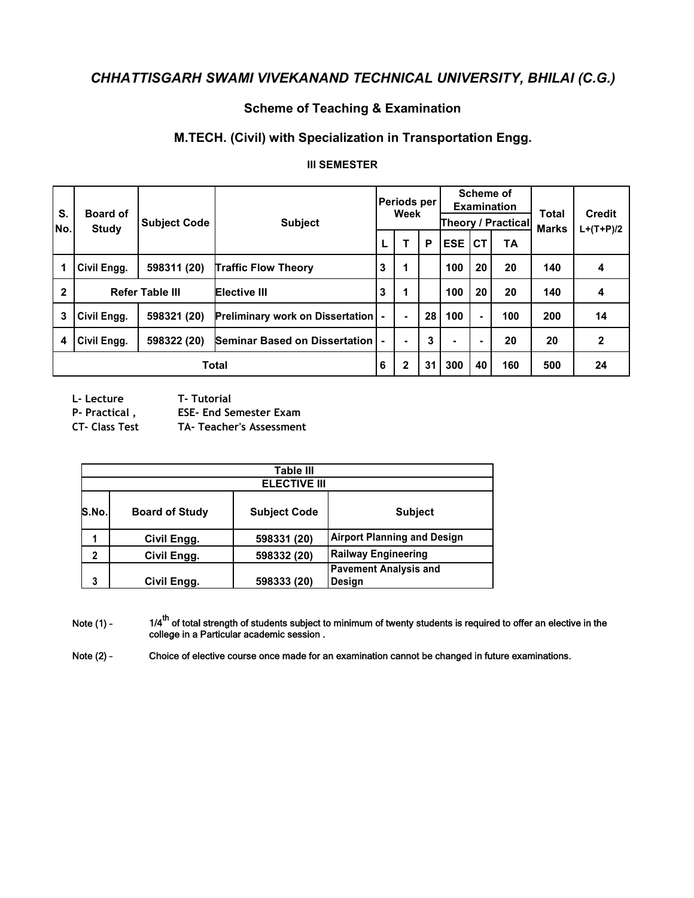# CHHATTISGARH SWAMI VIVEKANAND TECHNICAL UNIVERSITY, BHILAI (C.G.)

## Scheme of Teaching & Examination

## M.TECH. (Civil) with Specialization in Transportation Engg.

### III SEMESTER

| S. No. | Board of Study | Subject Code | Subject | Periods per Week | | | Scheme of Examination | | | Total Marks | Credit L+(T+P)/2 |
|---|---|---|---|---|---|---|---|---|---|---|---|
| | | | | | | | Theory / Practical | | | | |
| | | | | L | T | P | ESE | CT | TA | | |
| 1 | Civil Engg. | 598311 (20) | Traffic Flow Theory | 3 | 1 | | 100 | 20 | 20 | 140 | 4 |
| 2 | Refer Table III | | Elective III | 3 | 1 | | 100 | 20 | 20 | 140 | 4 |
| 3 | Civil Engg. | 598321 (20) | Preliminary work on Dissertation | - | - | 28 | 100 | - | 100 | 200 | 14 |
| 4 | Civil Engg. | 598322 (20) | Seminar Based on Dissertation | - | - | 3 | - | - | 20 | 20 | 2 |
| Total | | | | 6 | 2 | 31 | 300 | 40 | 160 | 500 | 24 |

L- Lecture T- Tutorial
P- Practical , ESE- End Semester Exam
CT- Class Test TA- Teacher's Assessment

| Table III | | | |
|---|---|---|---|
| **ELECTIVE III** | | | |
| S.No. | Board of Study | Subject Code | Subject |
| 1 | Civil Engg. | 598331 (20) | Airport Planning and Design |
| 2 | Civil Engg. | 598332 (20) | Railway Engineering |
| 3 | Civil Engg. | 598333 (20) | Pavement Analysis and Design |

Note (1) - $1/4^{th}$ of total strength of students subject to minimum of twenty students is required to offer an elective in the college in a Particular academic session .

Note (2) - Choice of elective course once made for an examination cannot be changed in future examinations.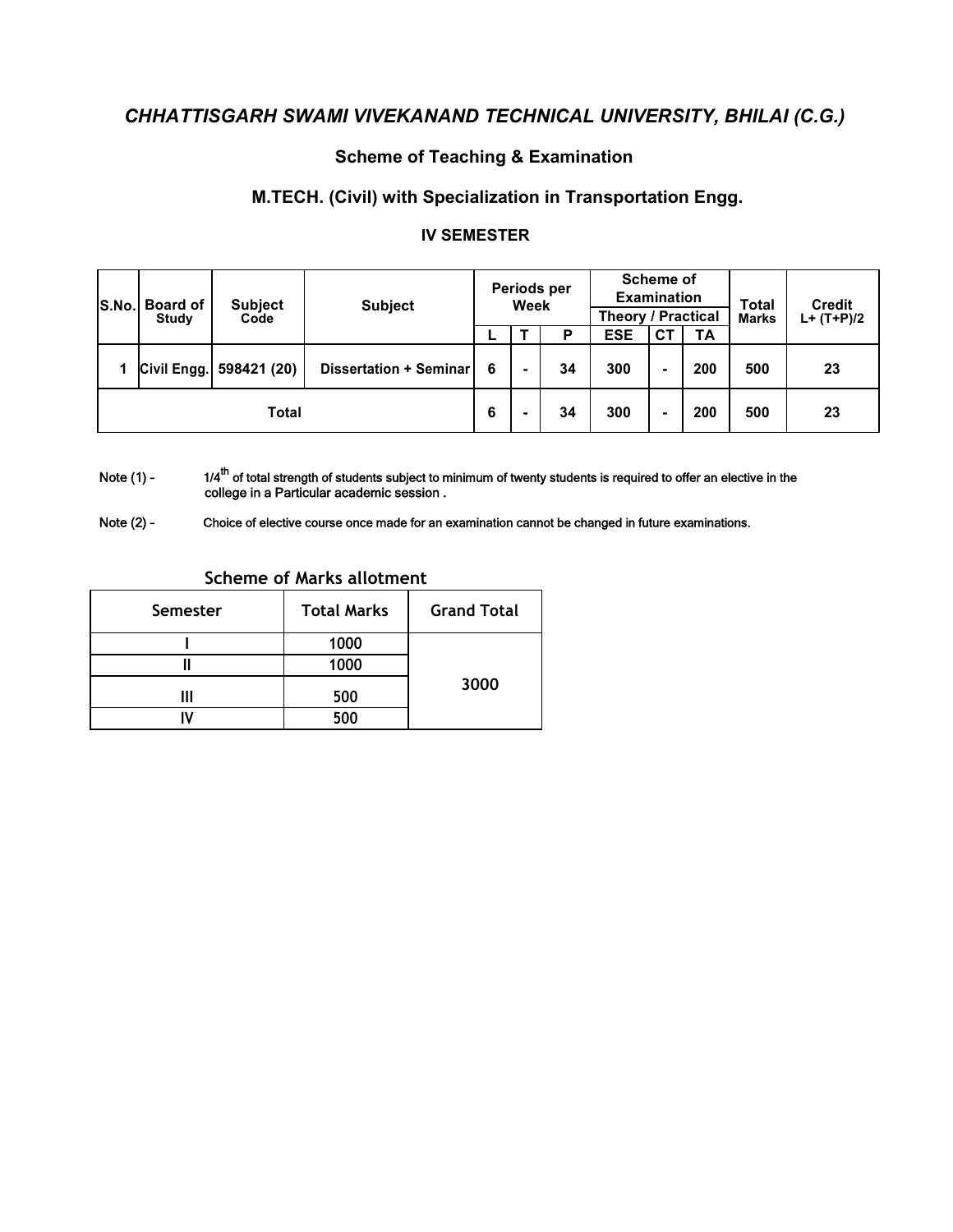# *CHHATTISGARH SWAMI VIVEKANAND TECHNICAL UNIVERSITY, BHILAI (C.G.)*

## Scheme of Teaching & Examination

## M.TECH. (Civil) with Specialization in Transportation Engg.

### IV SEMESTER

| S.No. | Board of Study | Subject Code | Subject | Periods per Week | | | Scheme of Examination | | | Total Marks | Credit L+ (T+P)/2 |
|---|---|---|---|---|---|---|---|---|---|---|---|
| | | | | | | | Theory / Practical | | | | |
| | | | | L | T | P | ESE | CT | TA | | |
| 1 | Civil Engg. | 598421 (20) | Dissertation + Seminar | 6 | - | 34 | 300 | - | 200 | 500 | 23 |
| Total | | | | 6 | - | 34 | 300 | - | 200 | 500 | 23 |

Note (1) - 1/4th of total strength of students subject to minimum of twenty students is required to offer an elective in the college in a Particular academic session .

Note (2) - Choice of elective course once made for an examination cannot be changed in future examinations.

### Scheme of Marks allotment

| Semester | Total Marks | Grand Total |
|---|---|---|
| I | 1000 | 3000 |
| II | 1000 | |
| III | 500 | |
| IV | 500 | |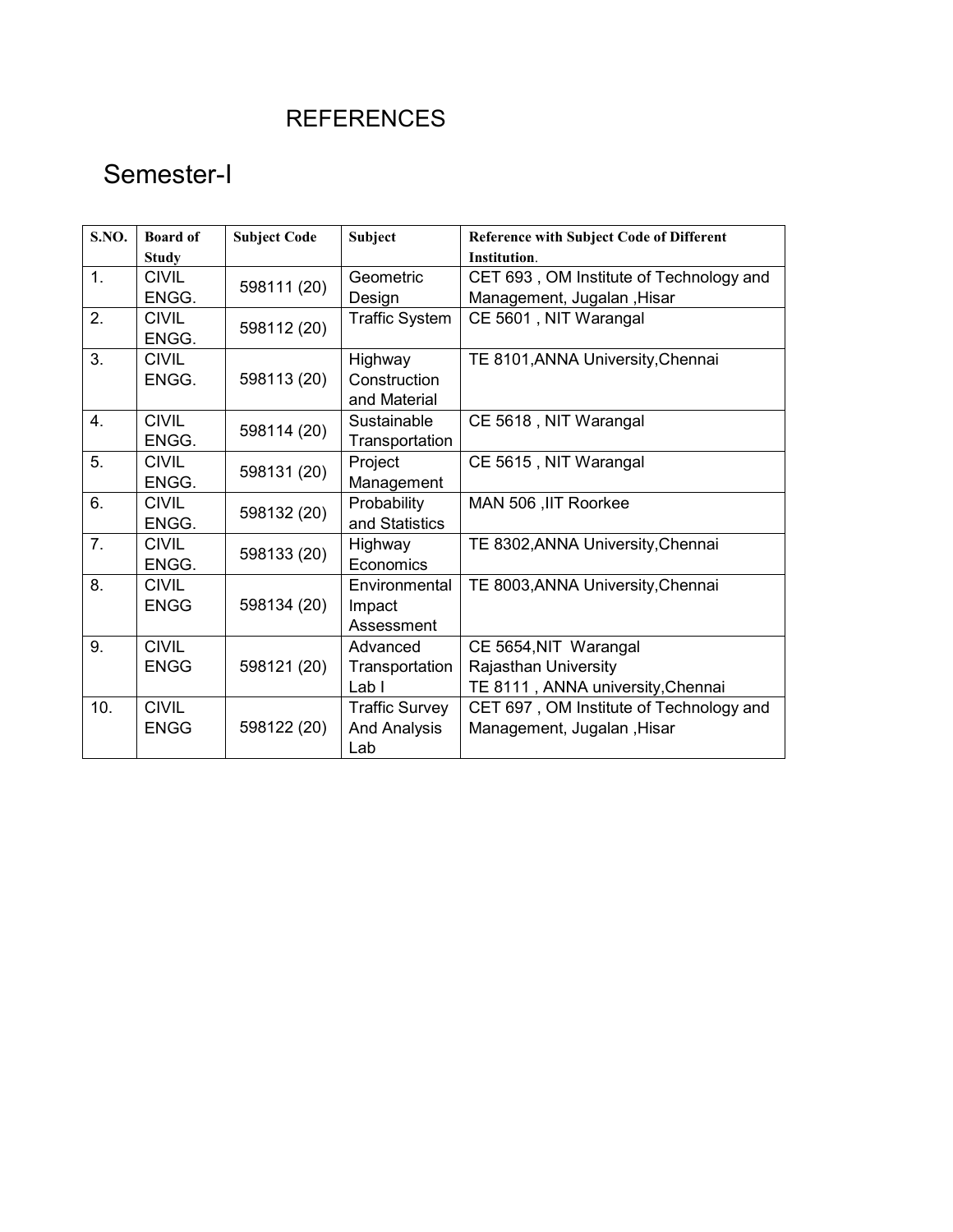# REFERENCES

## Semester-I

| S.NO. | Board of Study | Subject Code | Subject | Reference with Subject Code of Different Institution. |
|---|---|---|---|---|
| 1. | CIVIL ENGG. | 598111 (20) | Geometric Design | CET 693 , OM Institute of Technology and Management, Jugalan ,Hisar |
| 2. | CIVIL ENGG. | 598112 (20) | Traffic System | CE 5601 , NIT Warangal |
| 3. | CIVIL ENGG. | 598113 (20) | Highway Construction and Material | TE 8101,ANNA University,Chennai |
| 4. | CIVIL ENGG. | 598114 (20) | Sustainable Transportation | CE 5618 , NIT Warangal |
| 5. | CIVIL ENGG. | 598131 (20) | Project Management | CE 5615 , NIT Warangal |
| 6. | CIVIL ENGG. | 598132 (20) | Probability and Statistics | MAN 506 ,IIT Roorkee |
| 7. | CIVIL ENGG. | 598133 (20) | Highway Economics | TE 8302,ANNA University,Chennai |
| 8. | CIVIL ENGG | 598134 (20) | Environmental Impact Assessment | TE 8003,ANNA University,Chennai |
| 9. | CIVIL ENGG | 598121 (20) | Advanced Transportation Lab I | CE 5654,NIT Warangal<br>Rajasthan University<br>TE 8111 , ANNA university,Chennai |
| 10. | CIVIL ENGG | 598122 (20) | Traffic Survey And Analysis Lab | CET 697 , OM Institute of Technology and Management, Jugalan ,Hisar |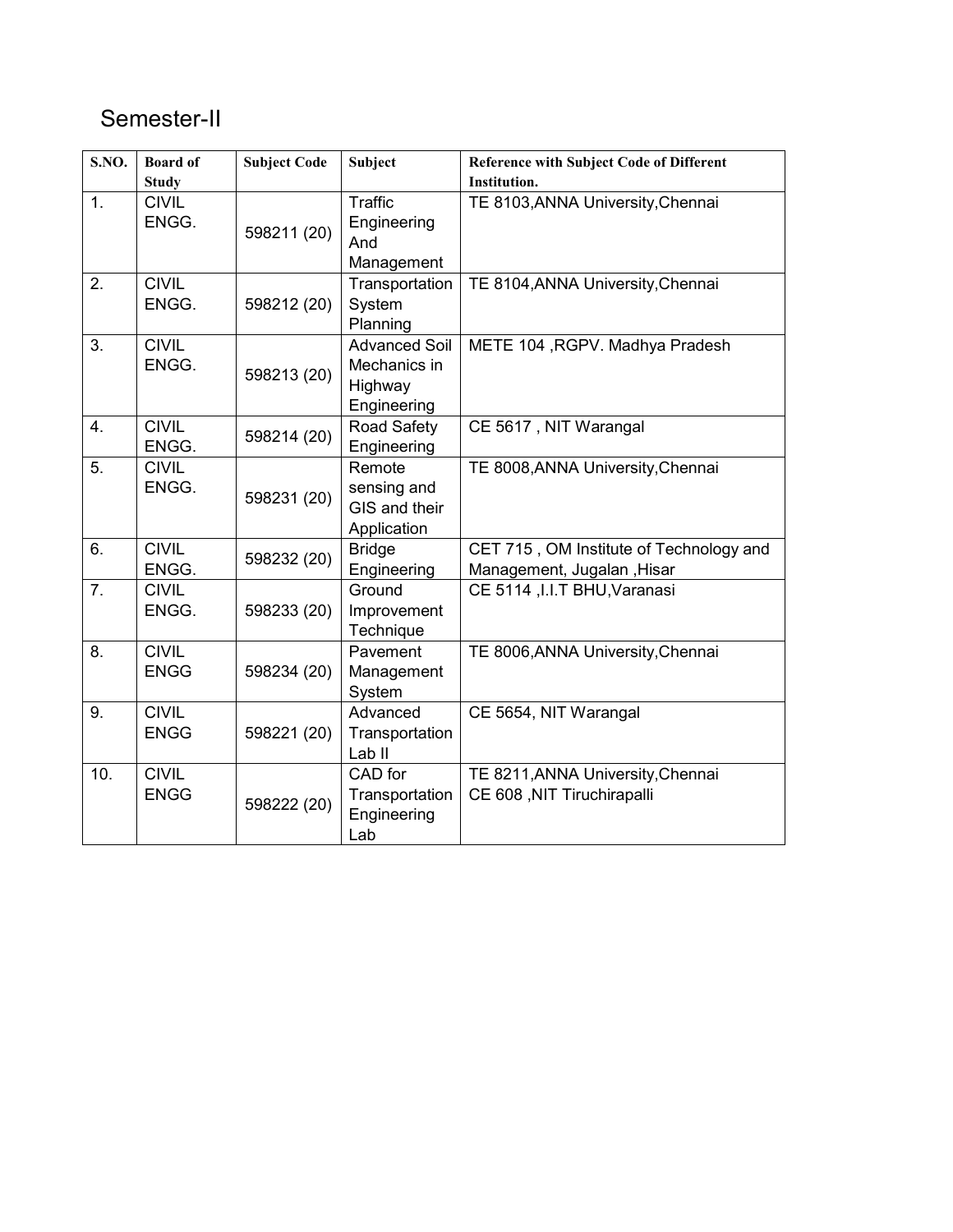# Semester-II

| S.NO. | Board of Study | Subject Code | Subject | Reference with Subject Code of Different Institution. |
|---|---|---|---|---|
| 1. | CIVIL ENGG. | 598211 (20) | Traffic Engineering And Management | TE 8103,ANNA University,Chennai |
| 2. | CIVIL ENGG. | 598212 (20) | Transportation System Planning | TE 8104,ANNA University,Chennai |
| 3. | CIVIL ENGG. | 598213 (20) | Advanced Soil Mechanics in Highway Engineering | METE 104 ,RGPV. Madhya Pradesh |
| 4. | CIVIL ENGG. | 598214 (20) | Road Safety Engineering | CE 5617 , NIT Warangal |
| 5. | CIVIL ENGG. | 598231 (20) | Remote sensing and GIS and their Application | TE 8008,ANNA University,Chennai |
| 6. | CIVIL ENGG. | 598232 (20) | Bridge Engineering | CET 715 , OM Institute of Technology and Management, Jugalan ,Hisar |
| 7. | CIVIL ENGG. | 598233 (20) | Ground Improvement Technique | CE 5114 ,I.I.T BHU,Varanasi |
| 8. | CIVIL ENGG | 598234 (20) | Pavement Management System | TE 8006,ANNA University,Chennai |
| 9. | CIVIL ENGG | 598221 (20) | Advanced Transportation Lab II | CE 5654, NIT Warangal |
| 10. | CIVIL ENGG | 598222 (20) | CAD for Transportation Engineering Lab | TE 8211,ANNA University,Chennai<br>CE 608 ,NIT Tiruchirapalli |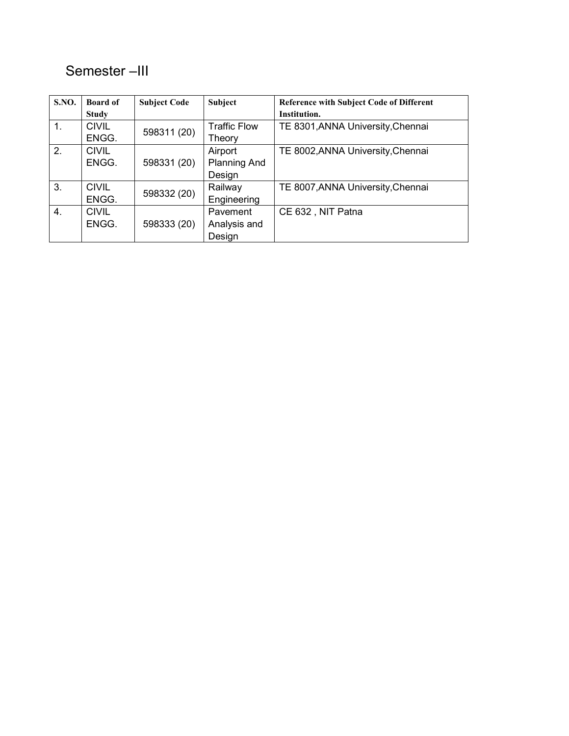# Semester –III

| S.NO. | Board of Study | Subject Code | Subject | Reference with Subject Code of Different Institution. |
|---|---|---|---|---|
| 1. | CIVIL ENGG. | 598311 (20) | Traffic Flow Theory | TE 8301,ANNA University,Chennai |
| 2. | CIVIL ENGG. | 598331 (20) | Airport Planning And Design | TE 8002,ANNA University,Chennai |
| 3. | CIVIL ENGG. | 598332 (20) | Railway Engineering | TE 8007,ANNA University,Chennai |
| 4. | CIVIL ENGG. | 598333 (20) | Pavement Analysis and Design | CE 632 , NIT Patna |